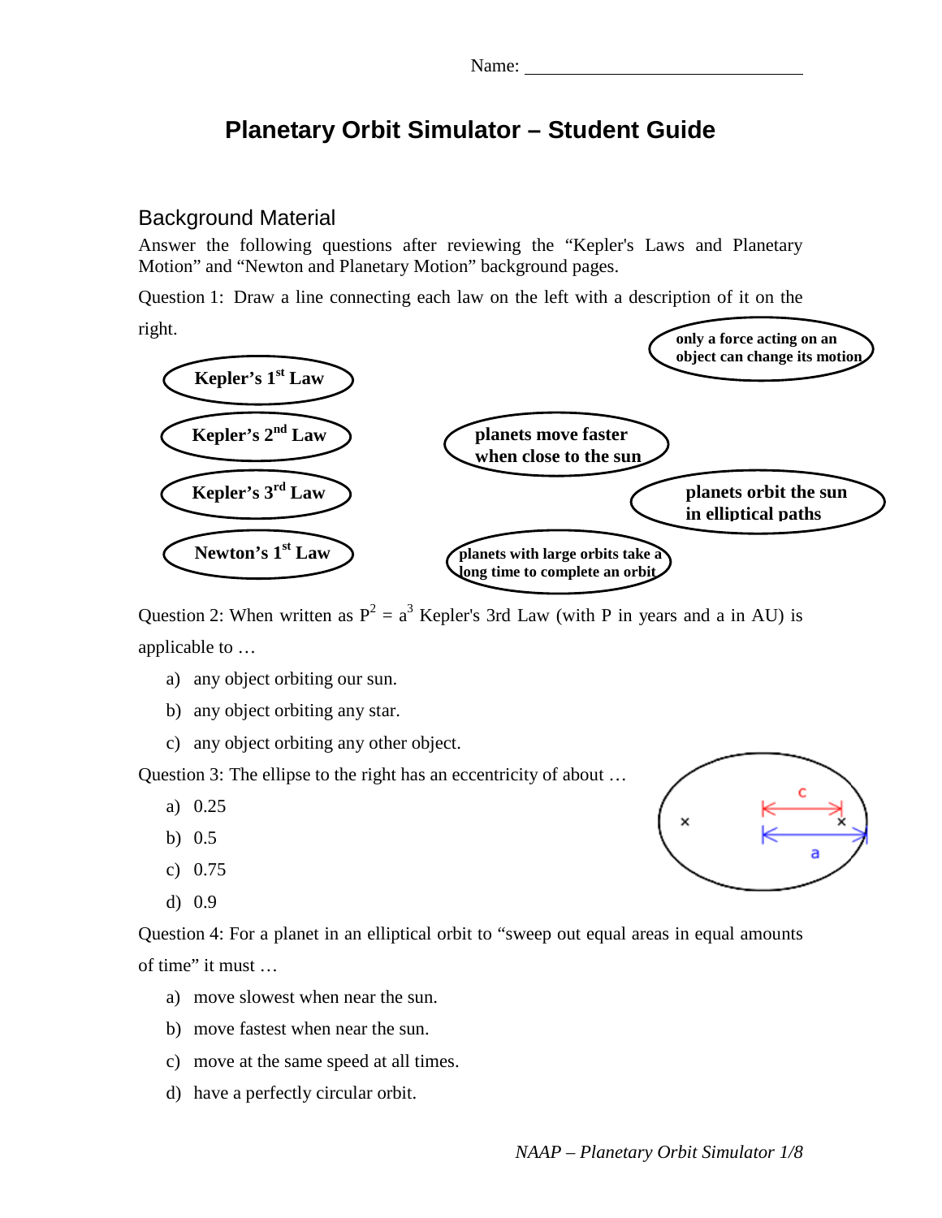Name: ______________________________

# Planetary Orbit Simulator – Student Guide

## Background Material

Answer the following questions after reviewing the "Kepler's Laws and Planetary Motion" and "Newton and Planetary Motion" background pages.

Question 1: Draw a line connecting each law on the left with a description of it on the right.

**Kepler's 1st Law**

**Kepler's 2nd Law**

**Kepler's 3rd Law**

**Newton's 1st Law**

**only a force acting on an object can change its motion**

**planets move faster when close to the sun**

**planets orbit the sun in elliptical paths**

**planets with large orbits take a long time to complete an orbit**

Question 2: When written as $P^2 = a^3$ Kepler's 3rd Law (with P in years and a in AU) is applicable to …

a) any object orbiting our sun.

b) any object orbiting any star.

c) any object orbiting any other object.

Question 3: The ellipse to the right has an eccentricity of about …

a) 0.25

b) 0.5

c) 0.75

d) 0.9

Question 4: For a planet in an elliptical orbit to "sweep out equal areas in equal amounts of time" it must …

a) move slowest when near the sun.

b) move fastest when near the sun.

c) move at the same speed at all times.

d) have a perfectly circular orbit.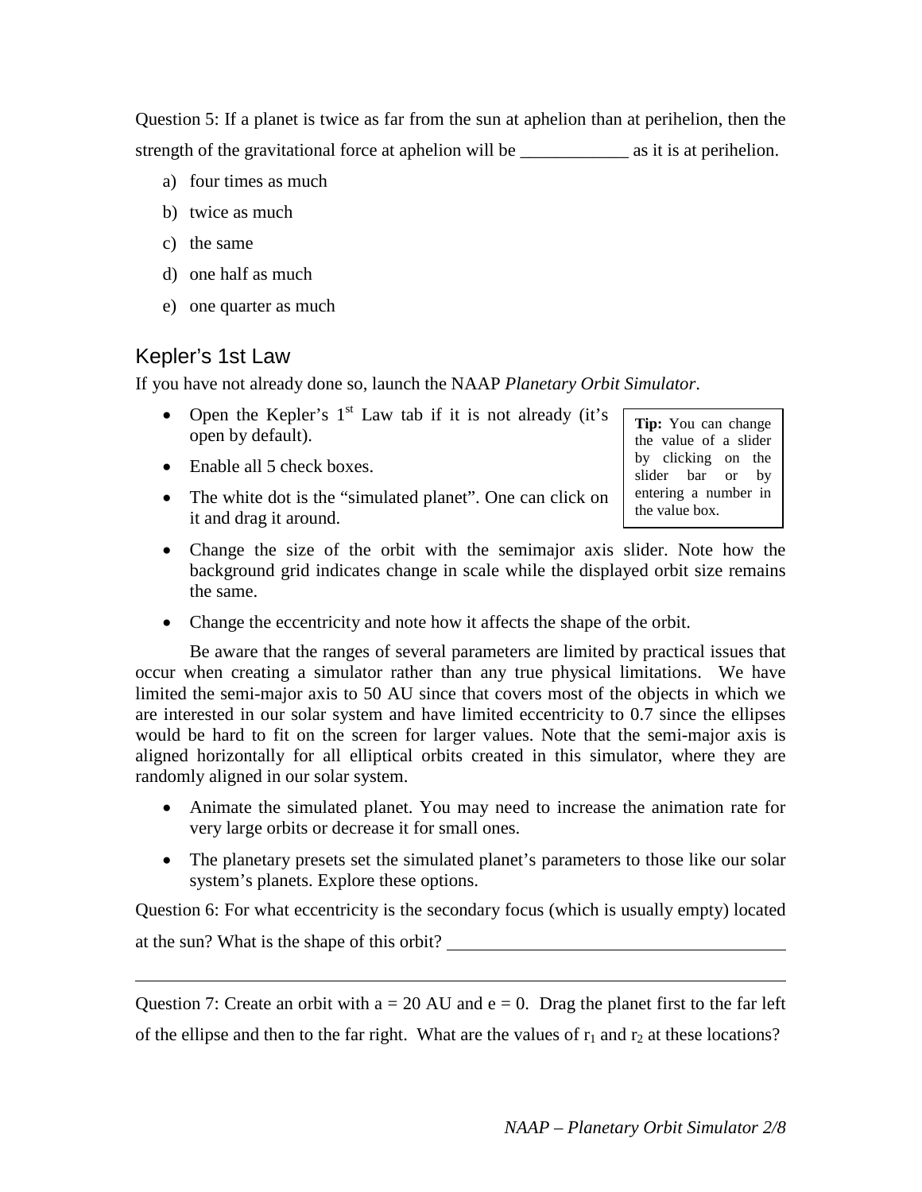Question 5: If a planet is twice as far from the sun at aphelion than at perihelion, then the strength of the gravitational force at aphelion will be ____________ as it is at perihelion.

a) four times as much

b) twice as much

c) the same

d) one half as much

e) one quarter as much

## Kepler's 1st Law

If you have not already done so, launch the NAAP *Planetary Orbit Simulator*.

> **Tip:** You can change the value of a slider by clicking on the slider bar or by entering a number in the value box.

- Open the Kepler's 1st Law tab if it is not already (it's open by default).
- Enable all 5 check boxes.
- The white dot is the "simulated planet". One can click on it and drag it around.
- Change the size of the orbit with the semimajor axis slider. Note how the background grid indicates change in scale while the displayed orbit size remains the same.
- Change the eccentricity and note how it affects the shape of the orbit.

Be aware that the ranges of several parameters are limited by practical issues that occur when creating a simulator rather than any true physical limitations. We have limited the semi-major axis to 50 AU since that covers most of the objects in which we are interested in our solar system and have limited eccentricity to 0.7 since the ellipses would be hard to fit on the screen for larger values. Note that the semi-major axis is aligned horizontally for all elliptical orbits created in this simulator, where they are randomly aligned in our solar system.

- Animate the simulated planet. You may need to increase the animation rate for very large orbits or decrease it for small ones.
- The planetary presets set the simulated planet's parameters to those like our solar system's planets. Explore these options.

Question 6: For what eccentricity is the secondary focus (which is usually empty) located at the sun? What is the shape of this orbit? ______________________________________

______________________________________________________________________________

Question 7: Create an orbit with $a = 20$ AU and $e = 0$. Drag the planet first to the far left of the ellipse and then to the far right. What are the values of $r_1$ and $r_2$ at these locations?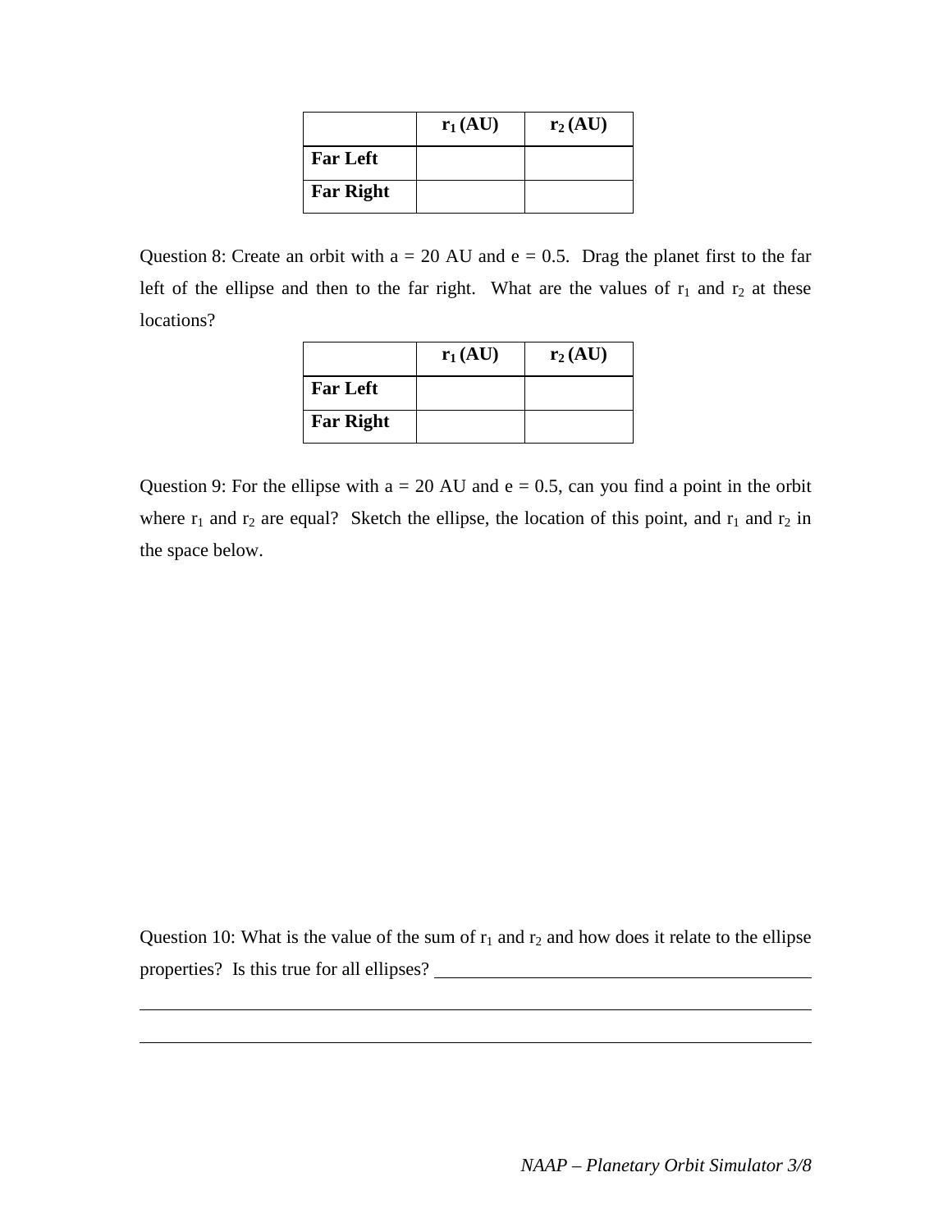| | $r_1$ (AU) | $r_2$ (AU) |
|---|---|---|
| **Far Left** | | |
| **Far Right** | | |

Question 8: Create an orbit with a = 20 AU and e = 0.5. Drag the planet first to the far left of the ellipse and then to the far right. What are the values of $r_1$ and $r_2$ at these locations?

| | $r_1$ (AU) | $r_2$ (AU) |
|---|---|---|
| **Far Left** | | |
| **Far Right** | | |

Question 9: For the ellipse with a = 20 AU and e = 0.5, can you find a point in the orbit where $r_1$ and $r_2$ are equal? Sketch the ellipse, the location of this point, and $r_1$ and $r_2$ in the space below.

Question 10: What is the value of the sum of $r_1$ and $r_2$ and how does it relate to the ellipse properties? Is this true for all ellipses? ______________________________________________

_____________________________________________________________________________

_____________________________________________________________________________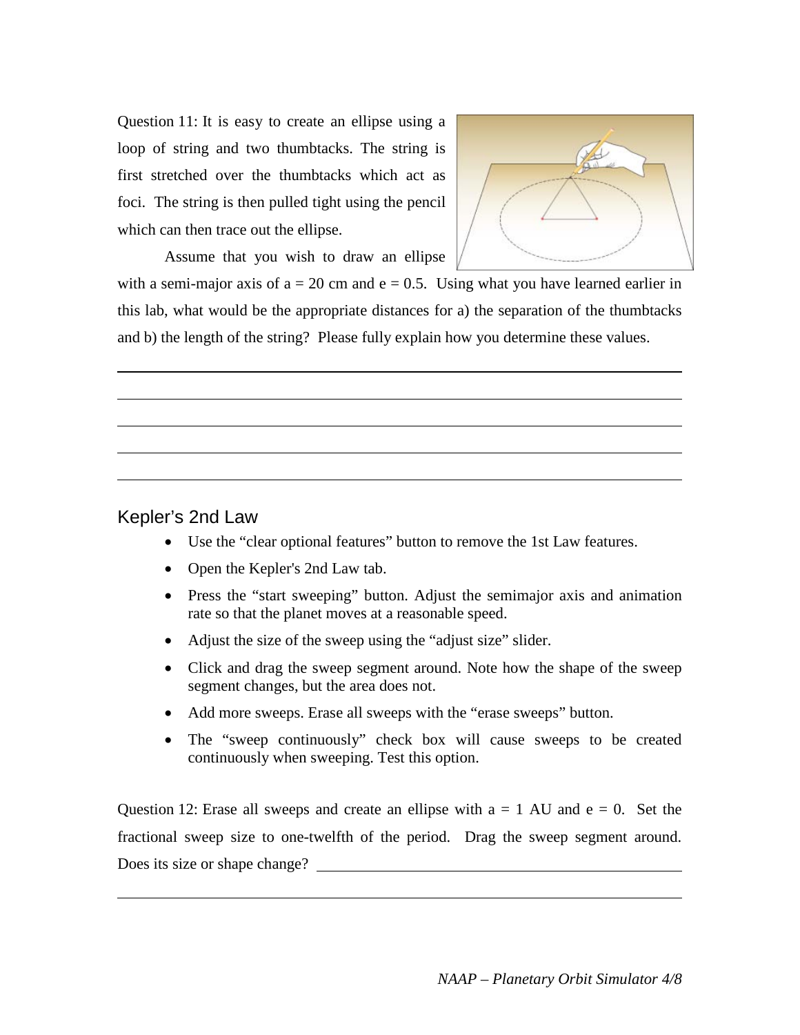Question 11: It is easy to create an ellipse using a loop of string and two thumbtacks. The string is first stretched over the thumbtacks which act as foci. The string is then pulled tight using the pencil which can then trace out the ellipse.

Assume that you wish to draw an ellipse with a semi-major axis of $a = 20$ cm and $e = 0.5$. Using what you have learned earlier in this lab, what would be the appropriate distances for a) the separation of the thumbtacks and b) the length of the string? Please fully explain how you determine these values.

______________________________________________________________________

______________________________________________________________________

______________________________________________________________________

______________________________________________________________________

## Kepler's 2nd Law

- Use the "clear optional features" button to remove the 1st Law features.
- Open the Kepler's 2nd Law tab.
- Press the "start sweeping" button. Adjust the semimajor axis and animation rate so that the planet moves at a reasonable speed.
- Adjust the size of the sweep using the "adjust size" slider.
- Click and drag the sweep segment around. Note how the shape of the sweep segment changes, but the area does not.
- Add more sweeps. Erase all sweeps with the "erase sweeps" button.
- The "sweep continuously" check box will cause sweeps to be created continuously when sweeping. Test this option.

Question 12: Erase all sweeps and create an ellipse with $a = 1$ AU and $e = 0$. Set the fractional sweep size to one-twelfth of the period. Drag the sweep segment around. Does its size or shape change? ______________________________

______________________________________________________________________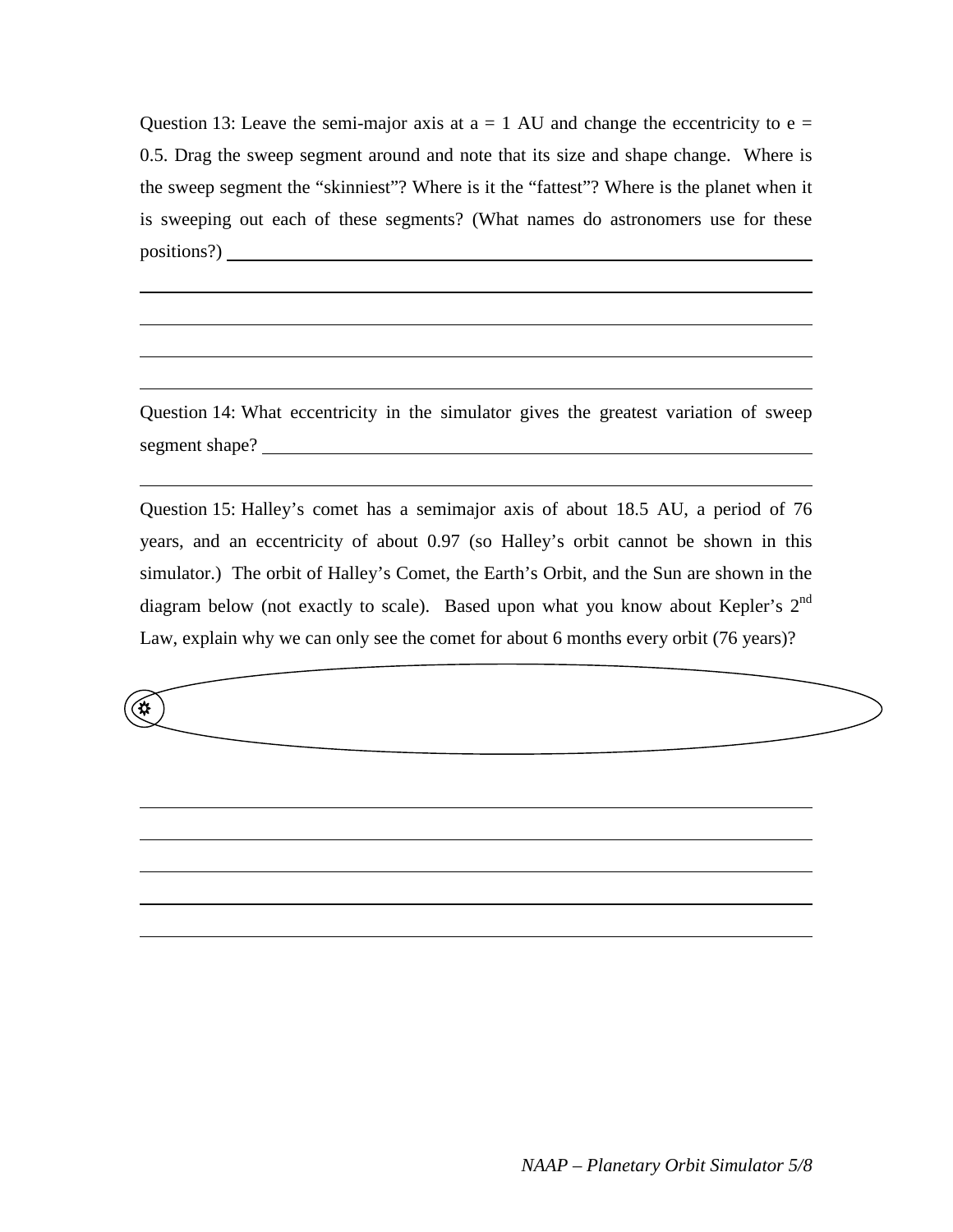Question 13: Leave the semi-major axis at a = 1 AU and change the eccentricity to e = 0.5. Drag the sweep segment around and note that its size and shape change. Where is the sweep segment the "skinniest"? Where is it the "fattest"? Where is the planet when it is sweeping out each of these segments? (What names do astronomers use for these positions?) ______________________________________________

______________________________________________

______________________________________________

______________________________________________

______________________________________________

Question 14: What eccentricity in the simulator gives the greatest variation of sweep segment shape? ______________________________________________

______________________________________________

Question 15: Halley's comet has a semimajor axis of about 18.5 AU, a period of 76 years, and an eccentricity of about 0.97 (so Halley's orbit cannot be shown in this simulator.) The orbit of Halley's Comet, the Earth's Orbit, and the Sun are shown in the diagram below (not exactly to scale). Based upon what you know about Kepler's 2nd Law, explain why we can only see the comet for about 6 months every orbit (76 years)?

______________________________________________

______________________________________________

______________________________________________

______________________________________________

______________________________________________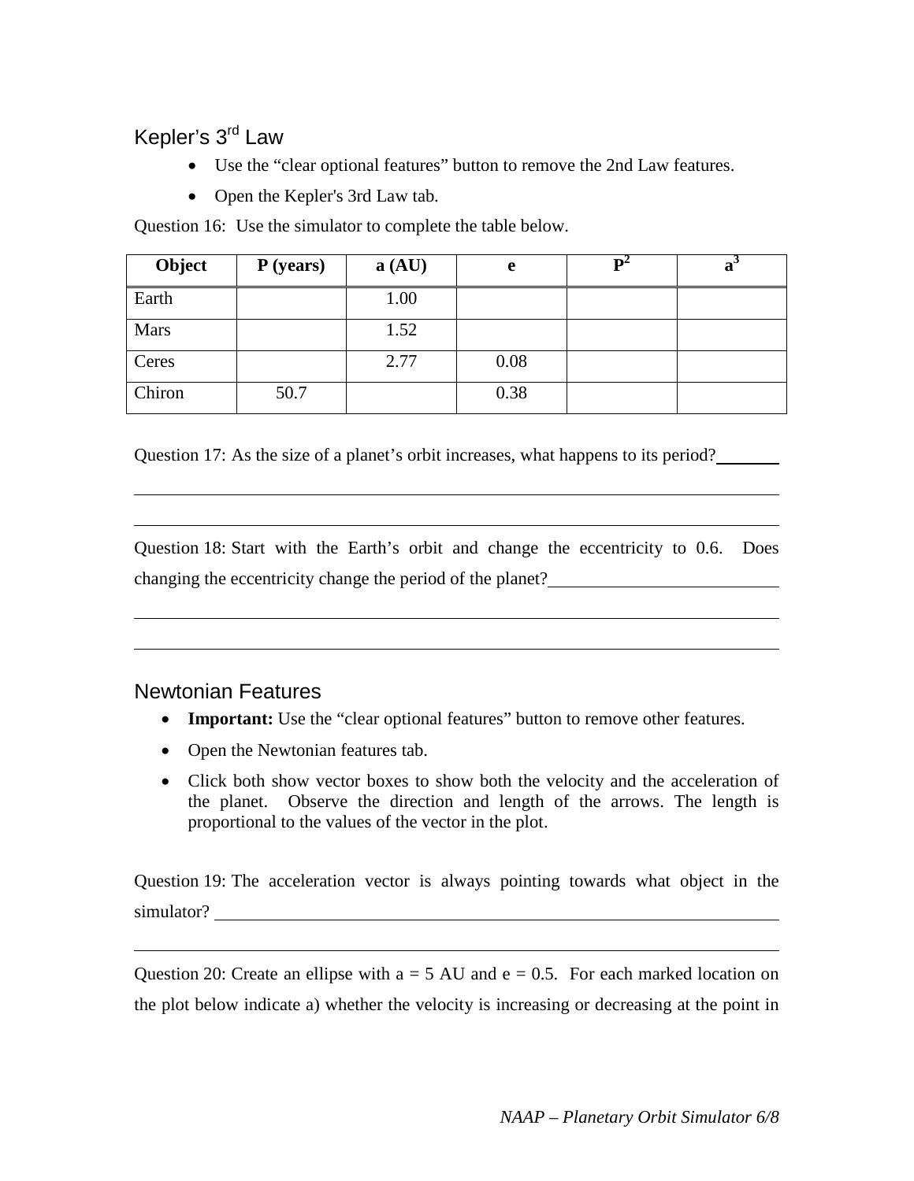## Kepler's 3rd Law

- Use the "clear optional features" button to remove the 2nd Law features.
- Open the Kepler's 3rd Law tab.

Question 16: Use the simulator to complete the table below.

| Object | P (years) | a (AU) | e | $P^2$ | $a^3$ |
|---|---|---|---|---|---|
| Earth | | 1.00 | | | |
| Mars | | 1.52 | | | |
| Ceres | | 2.77 | 0.08 | | |
| Chiron | 50.7 | | 0.38 | | |

Question 17: As the size of a planet's orbit increases, what happens to its period?________

______________________________________________________________________________

______________________________________________________________________________

Question 18: Start with the Earth's orbit and change the eccentricity to 0.6. Does changing the eccentricity change the period of the planet?____________________________

______________________________________________________________________________

______________________________________________________________________________

## Newtonian Features

- **Important:** Use the "clear optional features" button to remove other features.
- Open the Newtonian features tab.
- Click both show vector boxes to show both the velocity and the acceleration of the planet. Observe the direction and length of the arrows. The length is proportional to the values of the vector in the plot.

Question 19: The acceleration vector is always pointing towards what object in the simulator? ________________________________________________________________

______________________________________________________________________________

Question 20: Create an ellipse with a = 5 AU and e = 0.5. For each marked location on the plot below indicate a) whether the velocity is increasing or decreasing at the point in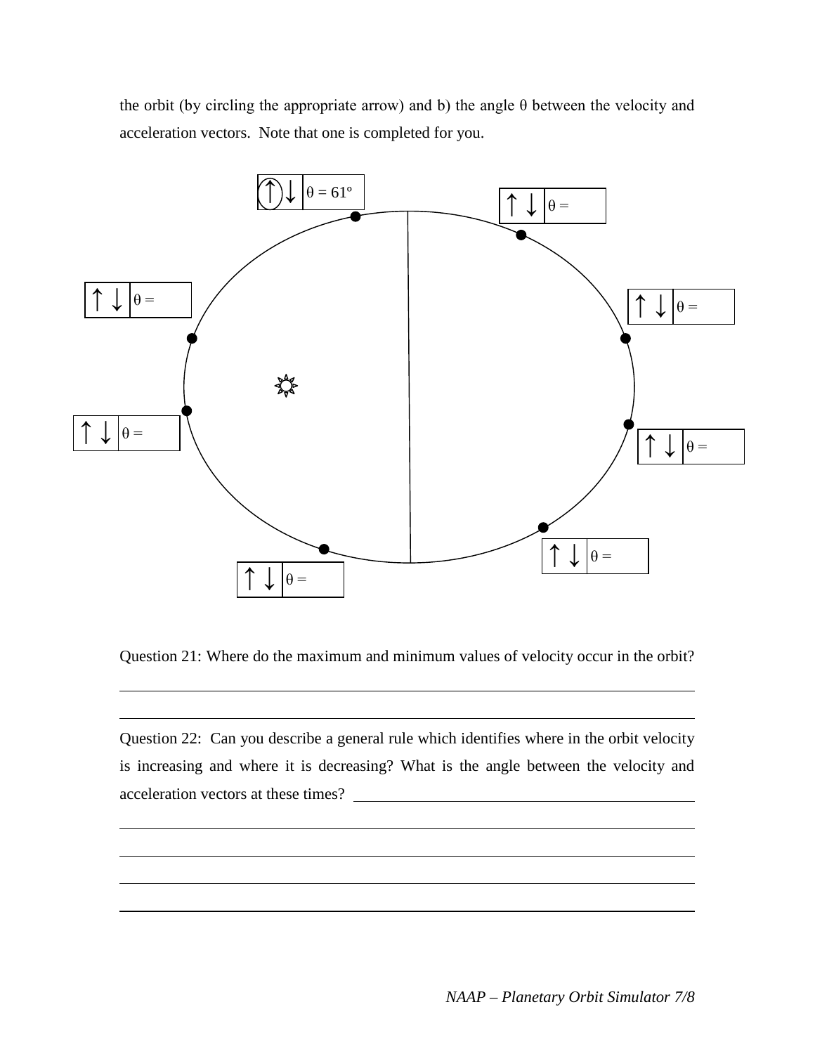the orbit (by circling the appropriate arrow) and b) the angle θ between the velocity and acceleration vectors. Note that one is completed for you.

| ↑ ↓ | θ = 61º |
|---|---|

| ↑ ↓ | θ = |
|---|---|

| ↑ ↓ | θ = |
|---|---|

| ↑ ↓ | θ = |
|---|---|

| ↑ ↓ | θ = |
|---|---|

| ↑ ↓ | θ = |
|---|---|

| ↑ ↓ | θ = |
|---|---|

| ↑ ↓ | θ = |
|---|---|

Question 21: Where do the maximum and minimum values of velocity occur in the orbit?

______________________________________________________________________

______________________________________________________________________

Question 22: Can you describe a general rule which identifies where in the orbit velocity is increasing and where it is decreasing? What is the angle between the velocity and acceleration vectors at these times? ________________________________

______________________________________________________________________

______________________________________________________________________

______________________________________________________________________

______________________________________________________________________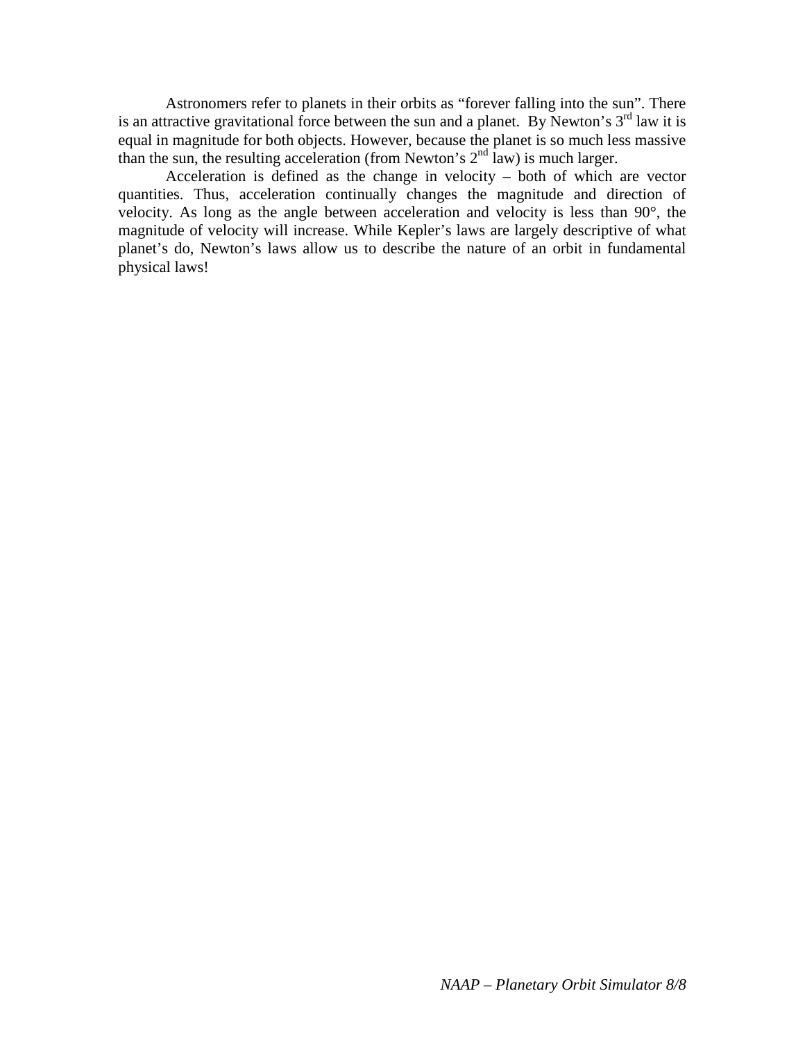Astronomers refer to planets in their orbits as "forever falling into the sun". There is an attractive gravitational force between the sun and a planet. By Newton's 3rd law it is equal in magnitude for both objects. However, because the planet is so much less massive than the sun, the resulting acceleration (from Newton's 2nd law) is much larger.

Acceleration is defined as the change in velocity – both of which are vector quantities. Thus, acceleration continually changes the magnitude and direction of velocity. As long as the angle between acceleration and velocity is less than 90°, the magnitude of velocity will increase. While Kepler's laws are largely descriptive of what planet's do, Newton's laws allow us to describe the nature of an orbit in fundamental physical laws!